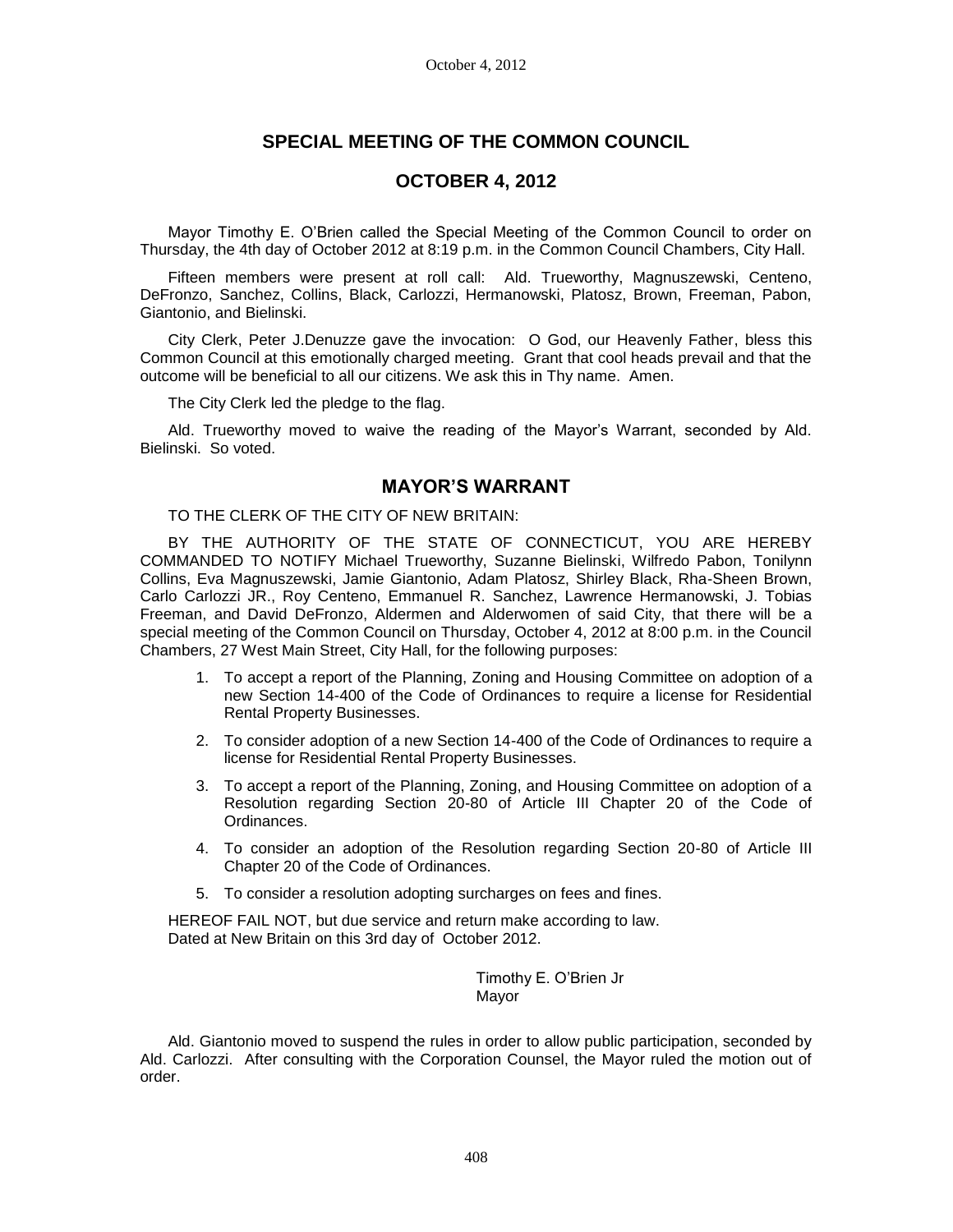## SPECIAL MEETING OF THE COMMON COUNCIL

## OCTOBER 4, 2012

Mayor Timothy E. O'Brien called the Special Meeting of the Common Council to order on Thursday, the 4th day of October 2012 at 8:19 p.m. in the Common Council Chambers, City Hall.

Fifteen members were present at roll call: Ald. Trueworthy, Magnuszewski, Centeno, DeFronzo, Sanchez, Collins, Black, Carlozzi, Hermanowski, Platosz, Brown, Freeman, Pabon, Giantonio, and Bielinski.

City Clerk, Peter J.Denuzze gave the invocation: O God, our Heavenly Father, bless this Common Council at this emotionally charged meeting. Grant that cool heads prevail and that the outcome will be beneficial to all our citizens. We ask this in Thy name. Amen.

The City Clerk led the pledge to the flag.

Ald. Trueworthy moved to waive the reading of the Mayor's Warrant, seconded by Ald. Bielinski. So voted.

## MAYOR'S WARRANT

TO THE CLERK OF THE CITY OF NEW BRITAIN:

BY THE AUTHORITY OF THE STATE OF CONNECTICUT, YOU ARE HEREBY COMMANDED TO NOTIFY Michael Trueworthy, Suzanne Bielinski, Wilfredo Pabon, Tonilynn Collins, Eva Magnuszewski, Jamie Giantonio, Adam Platosz, Shirley Black, Rha-Sheen Brown, Carlo Carlozzi JR., Roy Centeno, Emmanuel R. Sanchez, Lawrence Hermanowski, J. Tobias Freeman, and David DeFronzo, Aldermen and Alderwomen of said City, that there will be a special meeting of the Common Council on Thursday, October 4, 2012 at 8:00 p.m. in the Council Chambers, 27 West Main Street, City Hall, for the following purposes:

1. To accept a report of the Planning, Zoning and Housing Committee on adoption of a new Section 14-400 of the Code of Ordinances to require a license for Residential Rental Property Businesses.
2. To consider adoption of a new Section 14-400 of the Code of Ordinances to require a license for Residential Rental Property Businesses.
3. To accept a report of the Planning, Zoning, and Housing Committee on adoption of a Resolution regarding Section 20-80 of Article III Chapter 20 of the Code of Ordinances.
4. To consider an adoption of the Resolution regarding Section 20-80 of Article III Chapter 20 of the Code of Ordinances.
5. To consider a resolution adopting surcharges on fees and fines.

HEREOF FAIL NOT, but due service and return make according to law.
Dated at New Britain on this 3rd day of October 2012.

Timothy E. O'Brien Jr
Mayor

Ald. Giantonio moved to suspend the rules in order to allow public participation, seconded by Ald. Carlozzi. After consulting with the Corporation Counsel, the Mayor ruled the motion out of order.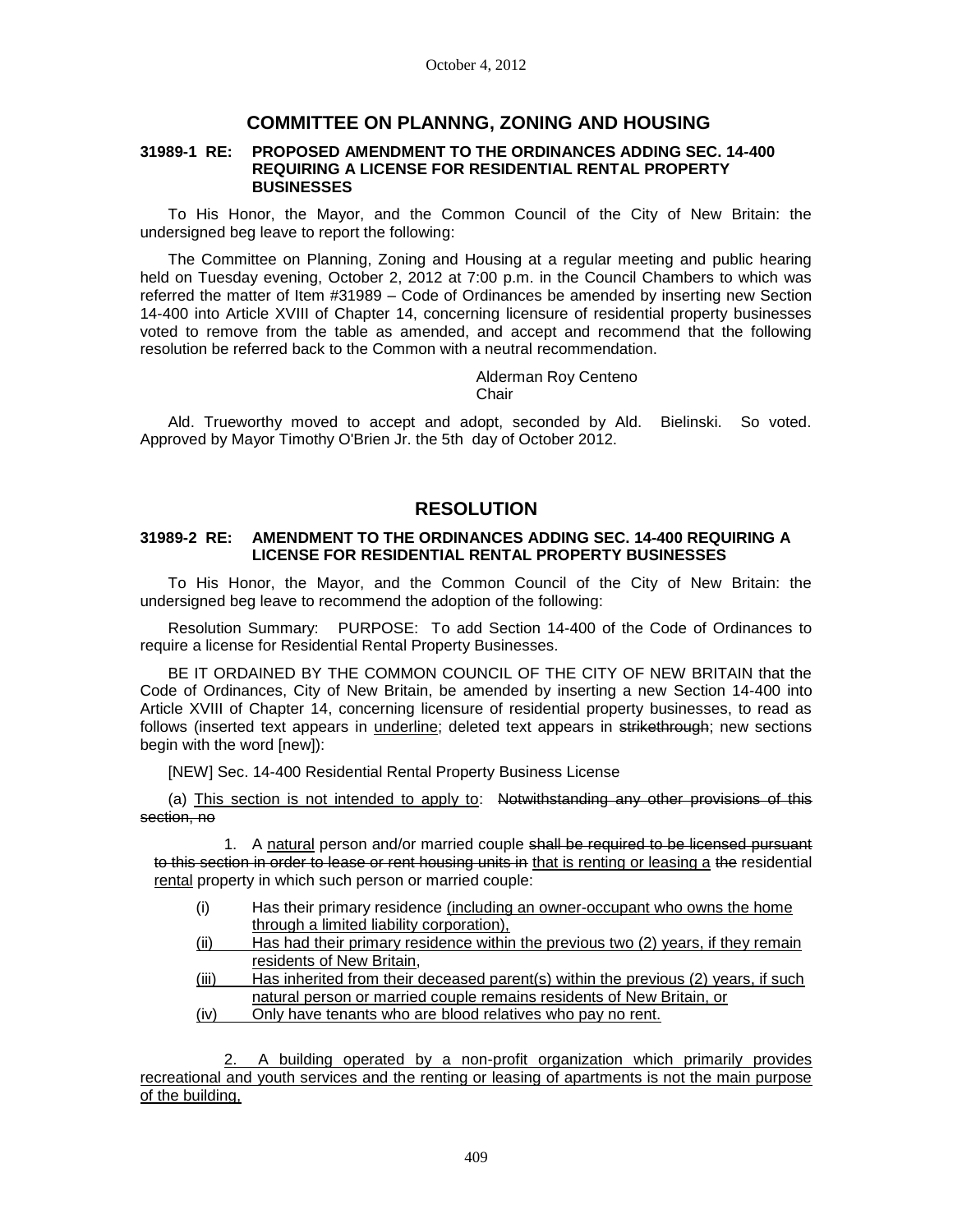## COMMITTEE ON PLANNNG, ZONING AND HOUSING

**31989-1 RE: PROPOSED AMENDMENT TO THE ORDINANCES ADDING SEC. 14-400 REQUIRING A LICENSE FOR RESIDENTIAL RENTAL PROPERTY BUSINESSES**

To His Honor, the Mayor, and the Common Council of the City of New Britain: the undersigned beg leave to report the following:

The Committee on Planning, Zoning and Housing at a regular meeting and public hearing held on Tuesday evening, October 2, 2012 at 7:00 p.m. in the Council Chambers to which was referred the matter of Item #31989 – Code of Ordinances be amended by inserting new Section 14-400 into Article XVIII of Chapter 14, concerning licensure of residential property businesses voted to remove from the table as amended, and accept and recommend that the following resolution be referred back to the Common with a neutral recommendation.

Alderman Roy Centeno
Chair

Ald. Trueworthy moved to accept and adopt, seconded by Ald. Bielinski. So voted. Approved by Mayor Timothy O'Brien Jr. the 5th day of October 2012.

## RESOLUTION

**31989-2 RE: AMENDMENT TO THE ORDINANCES ADDING SEC. 14-400 REQUIRING A LICENSE FOR RESIDENTIAL RENTAL PROPERTY BUSINESSES**

To His Honor, the Mayor, and the Common Council of the City of New Britain: the undersigned beg leave to recommend the adoption of the following:

Resolution Summary: PURPOSE: To add Section 14-400 of the Code of Ordinances to require a license for Residential Rental Property Businesses.

BE IT ORDAINED BY THE COMMON COUNCIL OF THE CITY OF NEW BRITAIN that the Code of Ordinances, City of New Britain, be amended by inserting a new Section 14-400 into Article XVIII of Chapter 14, concerning licensure of residential property businesses, to read as follows (inserted text appears in <u>underline</u>; deleted text appears in ~~strikethrough~~; new sections begin with the word [new]):

[NEW] Sec. 14-400 Residential Rental Property Business License

(a) <u>This section is not intended to apply to</u>: ~~Notwithstanding any other provisions of this section, no~~

1. A <u>natural</u> person and/or married couple ~~shall be required to be licensed pursuant to this section in order to lease or rent housing units in~~ <u>that is renting or leasing a</u> ~~the~~ residential <u>rental</u> property in which such person or married couple:

(i) Has their primary residence <u>(including an owner-occupant who owns the home through a limited liability corporation),</u>

<u>(ii) Has had their primary residence within the previous two (2) years, if they remain residents of New Britain,</u>

<u>(iii) Has inherited from their deceased parent(s) within the previous (2) years, if such natural person or married couple remains residents of New Britain, or</u>

<u>(iv) Only have tenants who are blood relatives who pay no rent.</u>

<u>2. A building operated by a non-profit organization which primarily provides recreational and youth services and the renting or leasing of apartments is not the main purpose of the building,</u>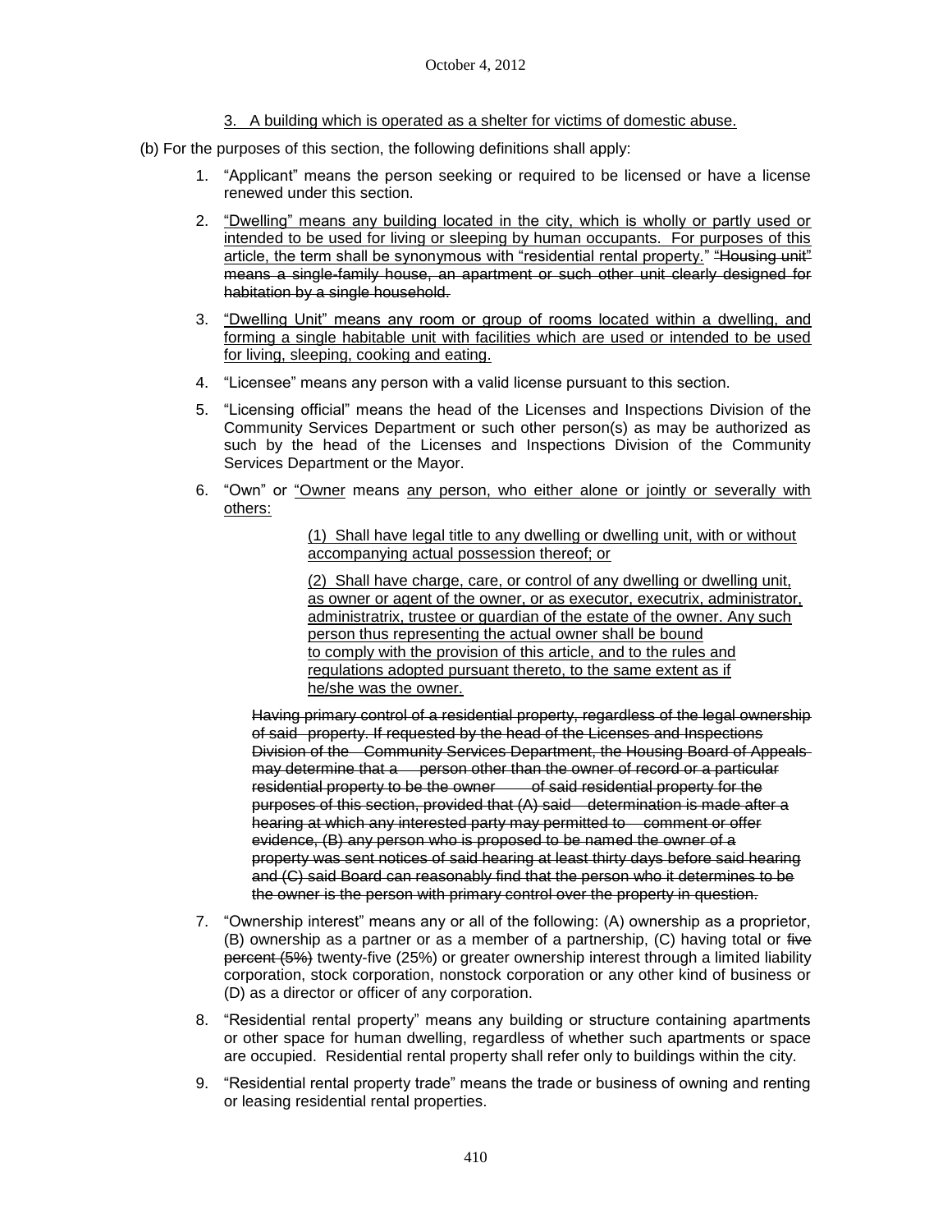3. A building which is operated as a shelter for victims of domestic abuse.

(b) For the purposes of this section, the following definitions shall apply:

1. "Applicant" means the person seeking or required to be licensed or have a license renewed under this section.

2. "Dwelling" means any building located in the city, which is wholly or partly used or intended to be used for living or sleeping by human occupants. For purposes of this article, the term shall be synonymous with "residential rental property." ~~"Housing unit" means a single-family house, an apartment or such other unit clearly designed for habitation by a single household.~~

3. "Dwelling Unit" means any room or group of rooms located within a dwelling, and forming a single habitable unit with facilities which are used or intended to be used for living, sleeping, cooking and eating.

4. "Licensee" means any person with a valid license pursuant to this section.

5. "Licensing official" means the head of the Licenses and Inspections Division of the Community Services Department or such other person(s) as may be authorized as such by the head of the Licenses and Inspections Division of the Community Services Department or the Mayor.

6. "Own" or "Owner means any person, who either alone or jointly or severally with others:

   (1) Shall have legal title to any dwelling or dwelling unit, with or without accompanying actual possession thereof; or

   (2) Shall have charge, care, or control of any dwelling or dwelling unit, as owner or agent of the owner, or as executor, executrix, administrator, administratrix, trustee or guardian of the estate of the owner. Any such person thus representing the actual owner shall be bound to comply with the provision of this article, and to the rules and regulations adopted pursuant thereto, to the same extent as if he/she was the owner.

   ~~Having primary control of a residential property, regardless of the legal ownership of said property. If requested by the head of the Licenses and Inspections Division of the Community Services Department, the Housing Board of Appeals may determine that a person other than the owner of record or a particular residential property to be the owner of said residential property for the purposes of this section, provided that (A) said determination is made after a hearing at which any interested party may permitted to comment or offer evidence, (B) any person who is proposed to be named the owner of a property was sent notices of said hearing at least thirty days before said hearing and (C) said Board can reasonably find that the person who it determines to be the owner is the person with primary control over the property in question.~~

7. "Ownership interest" means any or all of the following: (A) ownership as a proprietor, (B) ownership as a partner or as a member of a partnership, (C) having total or ~~five percent (5%)~~ twenty-five (25%) or greater ownership interest through a limited liability corporation, stock corporation, nonstock corporation or any other kind of business or (D) as a director or officer of any corporation.

8. "Residential rental property" means any building or structure containing apartments or other space for human dwelling, regardless of whether such apartments or space are occupied. Residential rental property shall refer only to buildings within the city.

9. "Residential rental property trade" means the trade or business of owning and renting or leasing residential rental properties.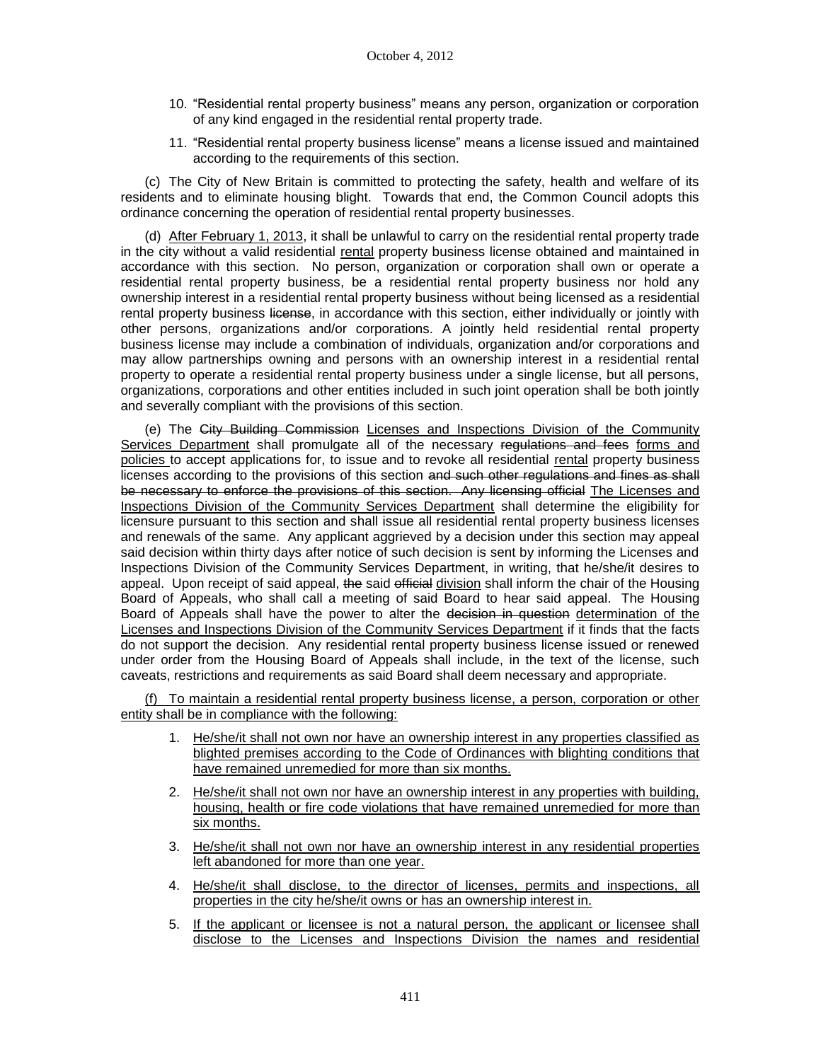10. "Residential rental property business" means any person, organization or corporation of any kind engaged in the residential rental property trade.

11. "Residential rental property business license" means a license issued and maintained according to the requirements of this section.

(c) The City of New Britain is committed to protecting the safety, health and welfare of its residents and to eliminate housing blight. Towards that end, the Common Council adopts this ordinance concerning the operation of residential rental property businesses.

(d) <u>After February 1, 2013</u>, it shall be unlawful to carry on the residential rental property trade in the city without a valid residential <u>rental</u> property business license obtained and maintained in accordance with this section. No person, organization or corporation shall own or operate a residential rental property business, be a residential rental property business nor hold any ownership interest in a residential rental property business without being licensed as a residential rental property business ~~license~~, in accordance with this section, either individually or jointly with other persons, organizations and/or corporations. A jointly held residential rental property business license may include a combination of individuals, organization and/or corporations and may allow partnerships owning and persons with an ownership interest in a residential rental property to operate a residential rental property business under a single license, but all persons, organizations, corporations and other entities included in such joint operation shall be both jointly and severally compliant with the provisions of this section.

(e) The ~~City Building Commission~~ <u>Licenses and Inspections Division of the Community Services Department</u> shall promulgate all of the necessary ~~regulations and fees~~ <u>forms and policies</u> to accept applications for, to issue and to revoke all residential <u>rental</u> property business licenses according to the provisions of this section ~~and such other regulations and fines as shall be necessary to enforce the provisions of this section. Any licensing official~~ <u>The Licenses and Inspections Division of the Community Services Department</u> shall determine the eligibility for licensure pursuant to this section and shall issue all residential rental property business licenses and renewals of the same. Any applicant aggrieved by a decision under this section may appeal said decision within thirty days after notice of such decision is sent by informing the Licenses and Inspections Division of the Community Services Department, in writing, that he/she/it desires to appeal. Upon receipt of said appeal, ~~the~~ said ~~official~~ <u>division</u> shall inform the chair of the Housing Board of Appeals, who shall call a meeting of said Board to hear said appeal. The Housing Board of Appeals shall have the power to alter the ~~decision in question~~ <u>determination of the Licenses and Inspections Division of the Community Services Department</u> if it finds that the facts do not support the decision. Any residential rental property business license issued or renewed under order from the Housing Board of Appeals shall include, in the text of the license, such caveats, restrictions and requirements as said Board shall deem necessary and appropriate.

<u>(f) To maintain a residential rental property business license, a person, corporation or other entity shall be in compliance with the following:</u>

1. <u>He/she/it shall not own nor have an ownership interest in any properties classified as blighted premises according to the Code of Ordinances with blighting conditions that have remained unremedied for more than six months.</u>

2. <u>He/she/it shall not own nor have an ownership interest in any properties with building, housing, health or fire code violations that have remained unremedied for more than six months.</u>

3. <u>He/she/it shall not own nor have an ownership interest in any residential properties left abandoned for more than one year.</u>

4. <u>He/she/it shall disclose, to the director of licenses, permits and inspections, all properties in the city he/she/it owns or has an ownership interest in.</u>

5. <u>If the applicant or licensee is not a natural person, the applicant or licensee shall disclose to the Licenses and Inspections Division the names and residential</u>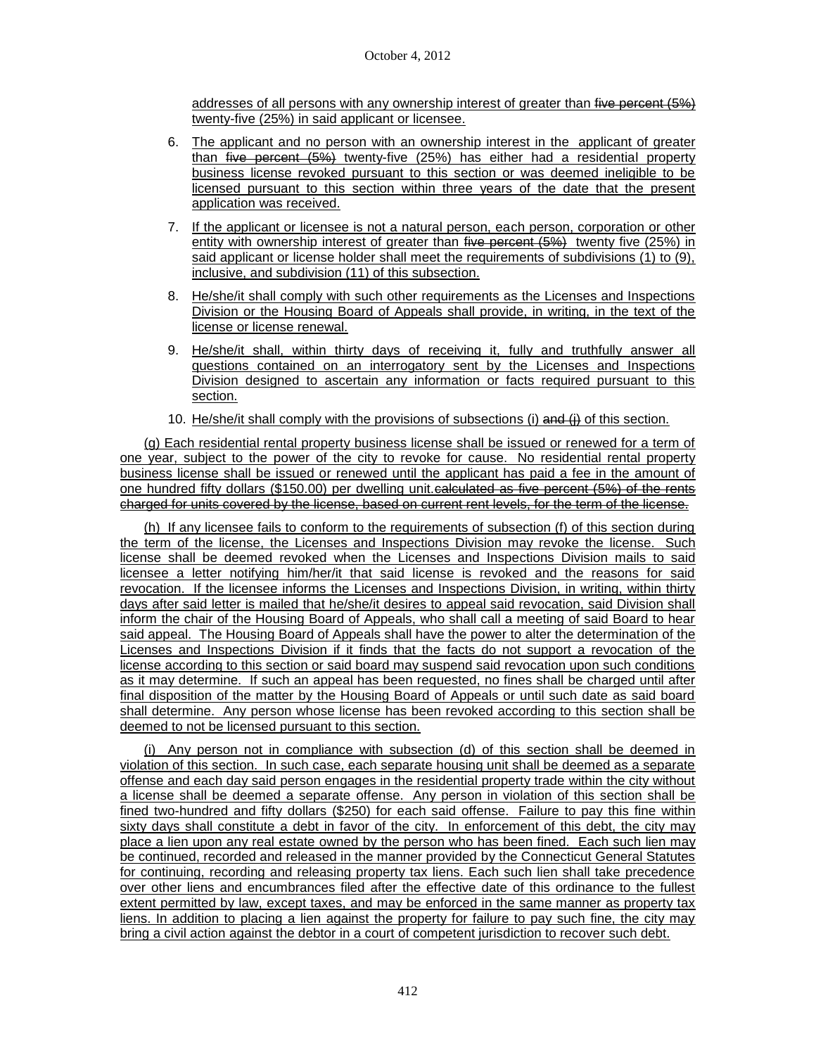addresses of all persons with any ownership interest of greater than ~~five percent (5%)~~ twenty-five (25%) in said applicant or licensee.

6. The applicant and no person with an ownership interest in the applicant of greater than ~~five percent (5%)~~ twenty-five (25%) has either had a residential property business license revoked pursuant to this section or was deemed ineligible to be licensed pursuant to this section within three years of the date that the present application was received.

7. If the applicant or licensee is not a natural person, each person, corporation or other entity with ownership interest of greater than ~~five percent (5%)~~ twenty five (25%) in said applicant or license holder shall meet the requirements of subdivisions (1) to (9), inclusive, and subdivision (11) of this subsection.

8. He/she/it shall comply with such other requirements as the Licenses and Inspections Division or the Housing Board of Appeals shall provide, in writing, in the text of the license or license renewal.

9. He/she/it shall, within thirty days of receiving it, fully and truthfully answer all questions contained on an interrogatory sent by the Licenses and Inspections Division designed to ascertain any information or facts required pursuant to this section.

10. He/she/it shall comply with the provisions of subsections (i) ~~and (j)~~ of this section.

(g) Each residential rental property business license shall be issued or renewed for a term of one year, subject to the power of the city to revoke for cause. No residential rental property business license shall be issued or renewed until the applicant has paid a fee in the amount of one hundred fifty dollars ($150.00) per dwelling unit.~~calculated as five percent (5%) of the rents charged for units covered by the license, based on current rent levels, for the term of the license.~~

(h) If any licensee fails to conform to the requirements of subsection (f) of this section during the term of the license, the Licenses and Inspections Division may revoke the license. Such license shall be deemed revoked when the Licenses and Inspections Division mails to said licensee a letter notifying him/her/it that said license is revoked and the reasons for said revocation. If the licensee informs the Licenses and Inspections Division, in writing, within thirty days after said letter is mailed that he/she/it desires to appeal said revocation, said Division shall inform the chair of the Housing Board of Appeals, who shall call a meeting of said Board to hear said appeal. The Housing Board of Appeals shall have the power to alter the determination of the Licenses and Inspections Division if it finds that the facts do not support a revocation of the license according to this section or said board may suspend said revocation upon such conditions as it may determine. If such an appeal has been requested, no fines shall be charged until after final disposition of the matter by the Housing Board of Appeals or until such date as said board shall determine. Any person whose license has been revoked according to this section shall be deemed to not be licensed pursuant to this section.

(i) Any person not in compliance with subsection (d) of this section shall be deemed in violation of this section. In such case, each separate housing unit shall be deemed as a separate offense and each day said person engages in the residential property trade within the city without a license shall be deemed a separate offense. Any person in violation of this section shall be fined two-hundred and fifty dollars ($250) for each said offense. Failure to pay this fine within sixty days shall constitute a debt in favor of the city. In enforcement of this debt, the city may place a lien upon any real estate owned by the person who has been fined. Each such lien may be continued, recorded and released in the manner provided by the Connecticut General Statutes for continuing, recording and releasing property tax liens. Each such lien shall take precedence over other liens and encumbrances filed after the effective date of this ordinance to the fullest extent permitted by law, except taxes, and may be enforced in the same manner as property tax liens. In addition to placing a lien against the property for failure to pay such fine, the city may bring a civil action against the debtor in a court of competent jurisdiction to recover such debt.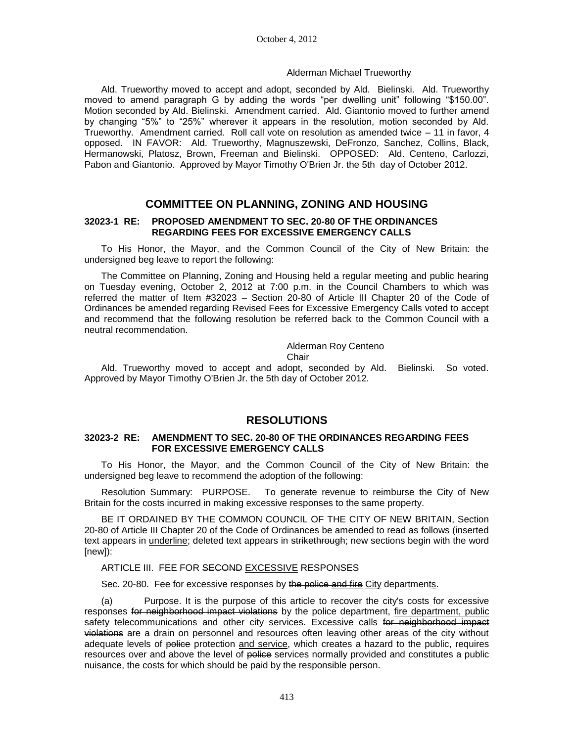Alderman Michael Trueworthy

Ald. Trueworthy moved to accept and adopt, seconded by Ald. Bielinski. Ald. Trueworthy moved to amend paragraph G by adding the words "per dwelling unit" following "$150.00". Motion seconded by Ald. Bielinski. Amendment carried. Ald. Giantonio moved to further amend by changing "5%" to "25%" wherever it appears in the resolution, motion seconded by Ald. Trueworthy. Amendment carried. Roll call vote on resolution as amended twice – 11 in favor, 4 opposed. IN FAVOR: Ald. Trueworthy, Magnuszewski, DeFronzo, Sanchez, Collins, Black, Hermanowski, Platosz, Brown, Freeman and Bielinski. OPPOSED: Ald. Centeno, Carlozzi, Pabon and Giantonio. Approved by Mayor Timothy O'Brien Jr. the 5th day of October 2012.

## COMMITTEE ON PLANNING, ZONING AND HOUSING

### 32023-1 RE: PROPOSED AMENDMENT TO SEC. 20-80 OF THE ORDINANCES REGARDING FEES FOR EXCESSIVE EMERGENCY CALLS

To His Honor, the Mayor, and the Common Council of the City of New Britain: the undersigned beg leave to report the following:

The Committee on Planning, Zoning and Housing held a regular meeting and public hearing on Tuesday evening, October 2, 2012 at 7:00 p.m. in the Council Chambers to which was referred the matter of Item #32023 – Section 20-80 of Article III Chapter 20 of the Code of Ordinances be amended regarding Revised Fees for Excessive Emergency Calls voted to accept and recommend that the following resolution be referred back to the Common Council with a neutral recommendation.

Alderman Roy Centeno
Chair

Ald. Trueworthy moved to accept and adopt, seconded by Ald. Bielinski. So voted. Approved by Mayor Timothy O'Brien Jr. the 5th day of October 2012.

## RESOLUTIONS

### 32023-2 RE: AMENDMENT TO SEC. 20-80 OF THE ORDINANCES REGARDING FEES FOR EXCESSIVE EMERGENCY CALLS

To His Honor, the Mayor, and the Common Council of the City of New Britain: the undersigned beg leave to recommend the adoption of the following:

Resolution Summary: PURPOSE. To generate revenue to reimburse the City of New Britain for the costs incurred in making excessive responses to the same property.

BE IT ORDAINED BY THE COMMON COUNCIL OF THE CITY OF NEW BRITAIN, Section 20-80 of Article III Chapter 20 of the Code of Ordinances be amended to read as follows (inserted text appears in <u>underline</u>; deleted text appears in ~~strikethrough~~; new sections begin with the word [new]):

ARTICLE III. FEE FOR ~~SECOND~~ <u>EXCESSIVE</u> RESPONSES

Sec. 20-80. Fee for excessive responses by ~~the police and fire~~ <u>City</u> department<u>s</u>.

(a) Purpose. It is the purpose of this article to recover the city's costs for excessive responses ~~for neighborhood impact violations~~ by the police department, <u>fire department, public safety telecommunications and other city services.</u> Excessive calls ~~for neighborhood impact violations~~ are a drain on personnel and resources often leaving other areas of the city without adequate levels of ~~police~~ protection <u>and service</u>, which creates a hazard to the public, requires resources over and above the level of ~~police~~ services normally provided and constitutes a public nuisance, the costs for which should be paid by the responsible person.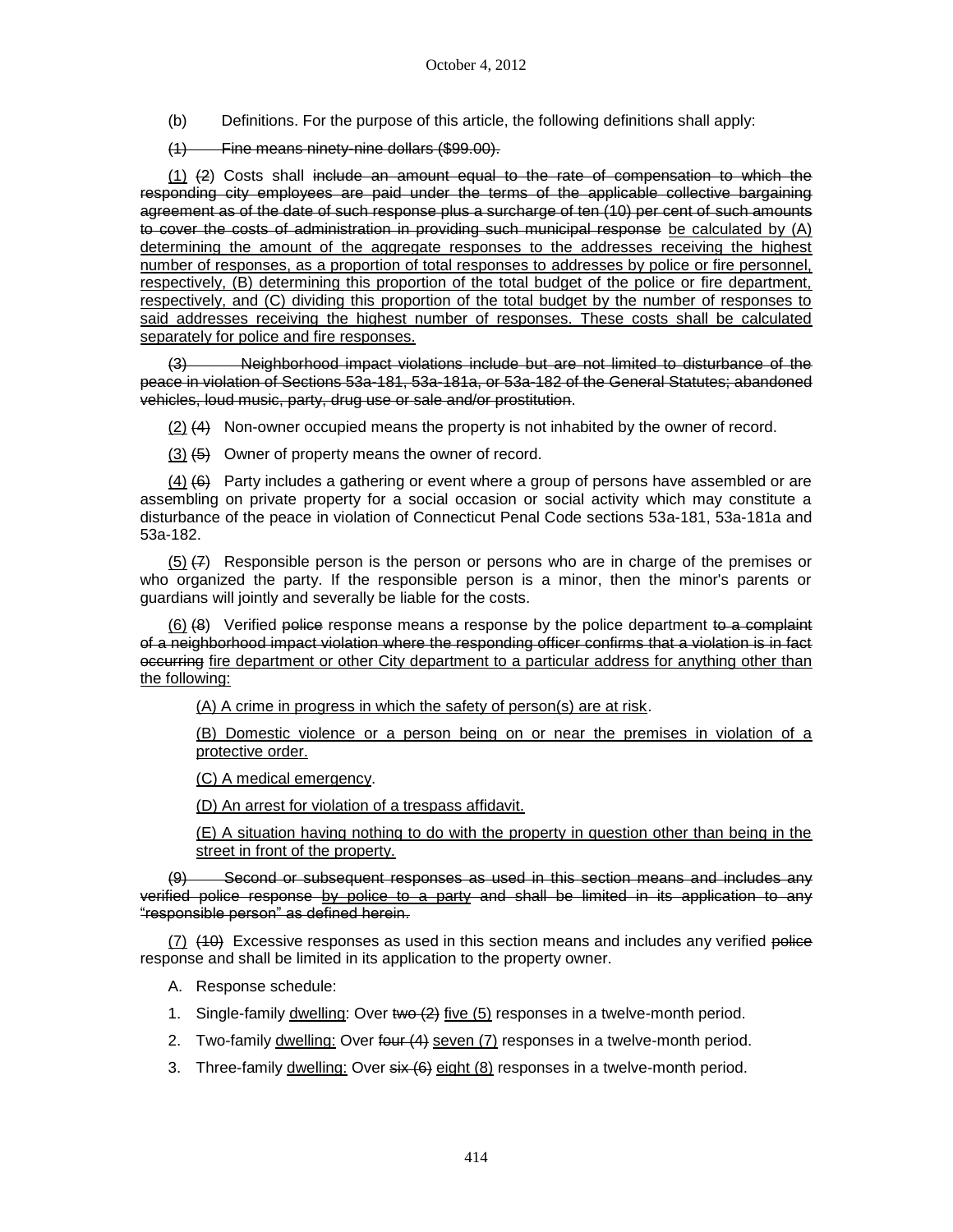(b) Definitions. For the purpose of this article, the following definitions shall apply:

~~(1) Fine means ninety-nine dollars ($99.00).~~

<u>(1)</u> ~~(2)~~ Costs shall ~~include an amount equal to the rate of compensation to which the responding city employees are paid under the terms of the applicable collective bargaining agreement as of the date of such response plus a surcharge of ten (10) per cent of such amounts to cover the costs of administration in providing such municipal response~~ <u>be calculated by (A) determining the amount of the aggregate responses to the addresses receiving the highest number of responses, as a proportion of total responses to addresses by police or fire personnel, respectively, (B) determining this proportion of the total budget of the police or fire department, respectively, and (C) dividing this proportion of the total budget by the number of responses to said addresses receiving the highest number of responses. These costs shall be calculated separately for police and fire responses.</u>

~~(3) Neighborhood impact violations include but are not limited to disturbance of the peace in violation of Sections 53a-181, 53a-181a, or 53a-182 of the General Statutes; abandoned vehicles, loud music, party, drug use or sale and/or prostitution~~.

<u>(2)</u> ~~(4)~~ Non-owner occupied means the property is not inhabited by the owner of record.

<u>(3)</u> ~~(5)~~ Owner of property means the owner of record.

<u>(4)</u> ~~(6)~~ Party includes a gathering or event where a group of persons have assembled or are assembling on private property for a social occasion or social activity which may constitute a disturbance of the peace in violation of Connecticut Penal Code sections 53a-181, 53a-181a and 53a-182.

<u>(5)</u> ~~(7)~~ Responsible person is the person or persons who are in charge of the premises or who organized the party. If the responsible person is a minor, then the minor's parents or guardians will jointly and severally be liable for the costs.

<u>(6)</u> ~~(8)~~ Verified ~~police~~ response means a response by the police department ~~to a complaint of a neighborhood impact violation where the responding officer confirms that a violation is in fact occurring~~ <u>fire department or other City department to a particular address for anything other than the following:</u>

<u>(A) A crime in progress in which the safety of person(s) are at risk</u>.

<u>(B) Domestic violence or a person being on or near the premises in violation of a protective order.</u>

<u>(C) A medical emergency</u>.

<u>(D) An arrest for violation of a trespass affidavit.</u>

<u>(E) A situation having nothing to do with the property in question other than being in the street in front of the property.</u>

~~(9) Second or subsequent responses as used in this section means and includes any verified police response by police to a party and shall be limited in its application to any "responsible person" as defined herein.~~

<u>(7)</u> ~~(10)~~ Excessive responses as used in this section means and includes any verified ~~police~~ response and shall be limited in its application to the property owner.

A. Response schedule:

1. Single-family <u>dwelling</u>: Over ~~two (2)~~ <u>five (5)</u> responses in a twelve-month period.
2. Two-family <u>dwelling:</u> Over ~~four (4)~~ <u>seven (7)</u> responses in a twelve-month period.
3. Three-family <u>dwelling:</u> Over ~~six (6)~~ <u>eight (8)</u> responses in a twelve-month period.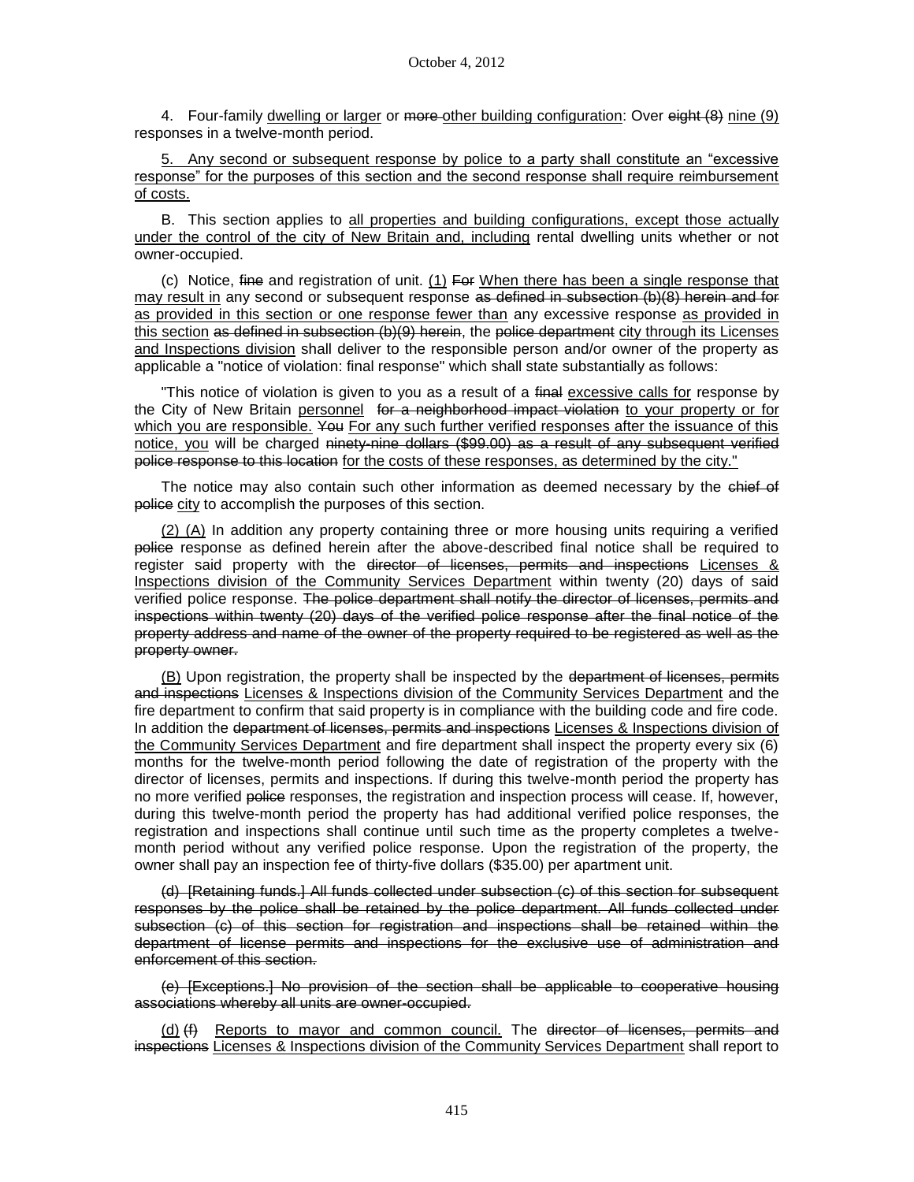4. Four-family <u>dwelling or larger</u> or ~~more~~ <u>other building configuration</u>: Over ~~eight (8)~~ <u>nine (9)</u> responses in a twelve-month period.

<u>5. Any second or subsequent response by police to a party shall constitute an "excessive response" for the purposes of this section and the second response shall require reimbursement of costs.</u>

B. This section applies to <u>all properties and building configurations, except those actually under the control of the city of New Britain and, including</u> rental dwelling units whether or not owner-occupied.

(c) Notice, ~~fine~~ and registration of unit. <u>(1)</u> ~~For~~ <u>When there has been a single response that may result in</u> any second or subsequent response ~~as defined in subsection (b)(8) herein and for~~ <u>as provided in this section or one response fewer than</u> any excessive response <u>as provided in this section</u> ~~as defined in subsection (b)(9) herein~~, the ~~police department~~ <u>city through its Licenses and Inspections division</u> shall deliver to the responsible person and/or owner of the property as applicable a "notice of violation: final response" which shall state substantially as follows:

"This notice of violation is given to you as a result of a ~~final~~ <u>excessive calls for</u> response by the City of New Britain <u>personnel</u> ~~for a neighborhood impact violation~~ <u>to your property or for which you are responsible.</u> ~~You~~ <u>For any such further verified responses after the issuance of this notice, you</u> will be charged ~~ninety-nine dollars ($99.00) as a result of any subsequent verified police response to this location~~ <u>for the costs of these responses, as determined by the city.</u>"

The notice may also contain such other information as deemed necessary by the ~~chief of police~~ <u>city</u> to accomplish the purposes of this section.

<u>(2) (A)</u> In addition any property containing three or more housing units requiring a verified ~~police~~ response as defined herein after the above-described final notice shall be required to register said property with the ~~director of licenses, permits and inspections~~ <u>Licenses & Inspections division of the Community Services Department</u> within twenty (20) days of said verified police response. ~~The police department shall notify the director of licenses, permits and inspections within twenty (20) days of the verified police response after the final notice of the property address and name of the owner of the property required to be registered as well as the property owner.~~

<u>(B)</u> Upon registration, the property shall be inspected by the ~~department of licenses, permits and inspections~~ <u>Licenses & Inspections division of the Community Services Department</u> and the fire department to confirm that said property is in compliance with the building code and fire code. In addition the ~~department of licenses, permits and inspections~~ <u>Licenses & Inspections division of the Community Services Department</u> and fire department shall inspect the property every six (6) months for the twelve-month period following the date of registration of the property with the director of licenses, permits and inspections. If during this twelve-month period the property has no more verified ~~police~~ responses, the registration and inspection process will cease. If, however, during this twelve-month period the property has had additional verified police responses, the registration and inspections shall continue until such time as the property completes a twelve-month period without any verified police response. Upon the registration of the property, the owner shall pay an inspection fee of thirty-five dollars ($35.00) per apartment unit.

~~(d) [Retaining funds.] All funds collected under subsection (c) of this section for subsequent responses by the police shall be retained by the police department. All funds collected under subsection (c) of this section for registration and inspections shall be retained within the department of license permits and inspections for the exclusive use of administration and enforcement of this section.~~

~~(e) [Exceptions.] No provision of the section shall be applicable to cooperative housing associations whereby all units are owner-occupied.~~

<u>(d)</u> ~~(f)~~ <u>Reports to mayor and common council.</u> The ~~director of licenses, permits and inspections~~ <u>Licenses & Inspections division of the Community Services Department</u> shall report to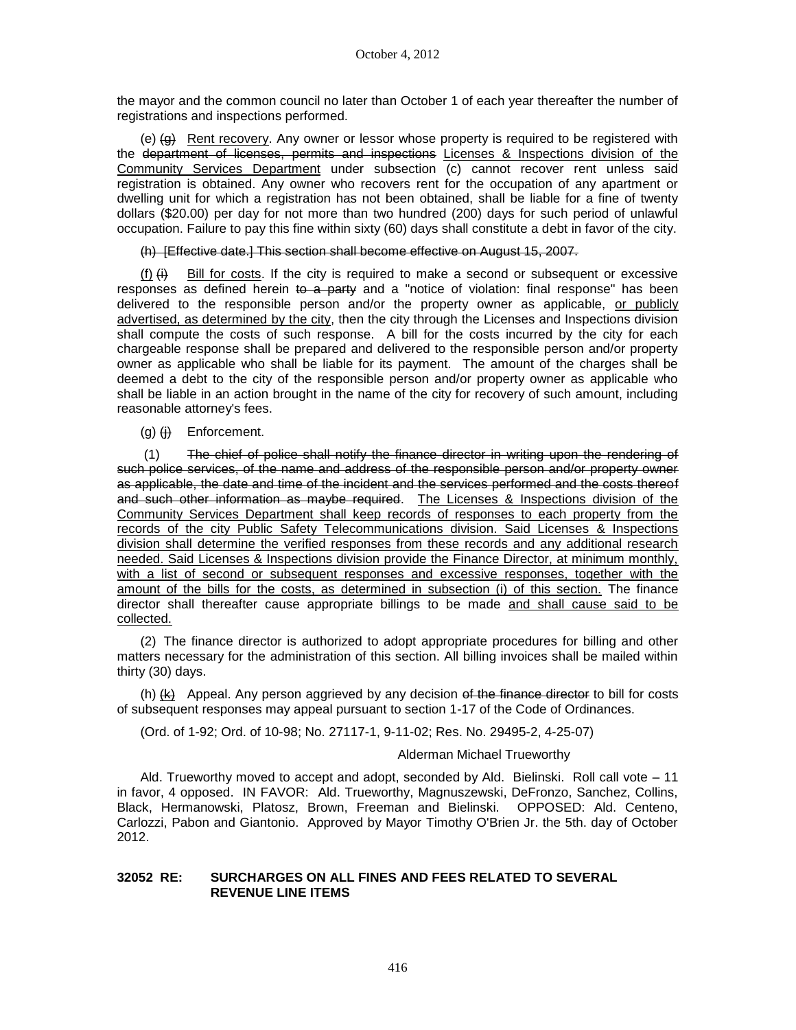the mayor and the common council no later than October 1 of each year thereafter the number of registrations and inspections performed.

(e) ~~(g)~~ <u>Rent recovery</u>. Any owner or lessor whose property is required to be registered with the ~~department of licenses, permits and inspections~~ <u>Licenses & Inspections division of the Community Services Department</u> under subsection (c) cannot recover rent unless said registration is obtained. Any owner who recovers rent for the occupation of any apartment or dwelling unit for which a registration has not been obtained, shall be liable for a fine of twenty dollars ($20.00) per day for not more than two hundred (200) days for such period of unlawful occupation. Failure to pay this fine within sixty (60) days shall constitute a debt in favor of the city.

~~(h) [Effective date.] This section shall become effective on August 15, 2007.~~

<u>(f)</u> ~~(i)~~ <u>Bill for costs</u>. If the city is required to make a second or subsequent or excessive responses as defined herein ~~to a party~~ and a "notice of violation: final response" has been delivered to the responsible person and/or the property owner as applicable, <u>or publicly advertised, as determined by the city</u>, then the city through the Licenses and Inspections division shall compute the costs of such response. A bill for the costs incurred by the city for each chargeable response shall be prepared and delivered to the responsible person and/or property owner as applicable who shall be liable for its payment. The amount of the charges shall be deemed a debt to the city of the responsible person and/or property owner as applicable who shall be liable in an action brought in the name of the city for recovery of such amount, including reasonable attorney's fees.

(g) ~~(j)~~ Enforcement.

(1) ~~The chief of police shall notify the finance director in writing upon the rendering of such police services, of the name and address of the responsible person and/or property owner as applicable, the date and time of the incident and the services performed and the costs thereof and such other information as maybe required~~. <u>The Licenses & Inspections division of the Community Services Department shall keep records of responses to each property from the records of the city Public Safety Telecommunications division. Said Licenses & Inspections division shall determine the verified responses from these records and any additional research needed. Said Licenses & Inspections division provide the Finance Director, at minimum monthly, with a list of second or subsequent responses and excessive responses, together with the amount of the bills for the costs, as determined in subsection (i) of this section.</u> The finance director shall thereafter cause appropriate billings to be made <u>and shall cause said to be collected.</u>

(2) The finance director is authorized to adopt appropriate procedures for billing and other matters necessary for the administration of this section. All billing invoices shall be mailed within thirty (30) days.

(h) ~~(k)~~ Appeal. Any person aggrieved by any decision ~~of the finance director~~ to bill for costs of subsequent responses may appeal pursuant to section 1-17 of the Code of Ordinances.

(Ord. of 1-92; Ord. of 10-98; No. 27117-1, 9-11-02; Res. No. 29495-2, 4-25-07)

Alderman Michael Trueworthy

Ald. Trueworthy moved to accept and adopt, seconded by Ald. Bielinski. Roll call vote – 11 in favor, 4 opposed. IN FAVOR: Ald. Trueworthy, Magnuszewski, DeFronzo, Sanchez, Collins, Black, Hermanowski, Platosz, Brown, Freeman and Bielinski. OPPOSED: Ald. Centeno, Carlozzi, Pabon and Giantonio. Approved by Mayor Timothy O'Brien Jr. the 5th. day of October 2012.

**32052 RE: SURCHARGES ON ALL FINES AND FEES RELATED TO SEVERAL REVENUE LINE ITEMS**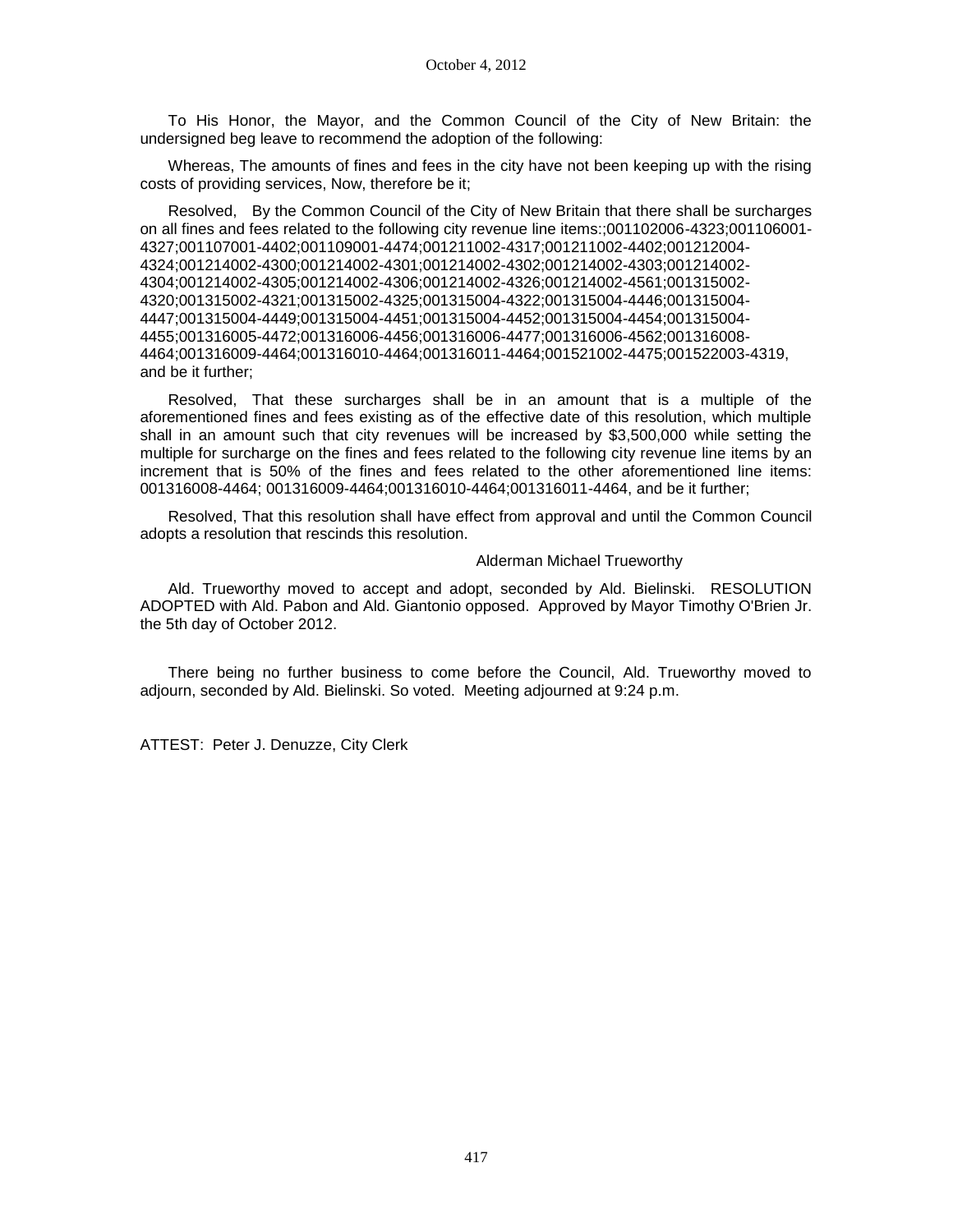To His Honor, the Mayor, and the Common Council of the City of New Britain: the undersigned beg leave to recommend the adoption of the following:

Whereas, The amounts of fines and fees in the city have not been keeping up with the rising costs of providing services, Now, therefore be it;

Resolved, By the Common Council of the City of New Britain that there shall be surcharges on all fines and fees related to the following city revenue line items:;001102006-4323;001106001-4327;001107001-4402;001109001-4474;001211002-4317;001211002-4402;001212004-4324;001214002-4300;001214002-4301;001214002-4302;001214002-4303;001214002-4304;001214002-4305;001214002-4306;001214002-4326;001214002-4561;001315002-4320;001315002-4321;001315002-4325;001315004-4322;001315004-4446;001315004-4447;001315004-4449;001315004-4451;001315004-4452;001315004-4454;001315004-4455;001316005-4472;001316006-4456;001316006-4477;001316006-4562;001316008-4464;001316009-4464;001316010-4464;001316011-4464;001521002-4475;001522003-4319, and be it further;

Resolved, That these surcharges shall be in an amount that is a multiple of the aforementioned fines and fees existing as of the effective date of this resolution, which multiple shall in an amount such that city revenues will be increased by $3,500,000 while setting the multiple for surcharge on the fines and fees related to the following city revenue line items by an increment that is 50% of the fines and fees related to the other aforementioned line items: 001316008-4464; 001316009-4464;001316010-4464;001316011-4464, and be it further;

Resolved, That this resolution shall have effect from approval and until the Common Council adopts a resolution that rescinds this resolution.

Alderman Michael Trueworthy

Ald. Trueworthy moved to accept and adopt, seconded by Ald. Bielinski. RESOLUTION ADOPTED with Ald. Pabon and Ald. Giantonio opposed. Approved by Mayor Timothy O'Brien Jr. the 5th day of October 2012.

There being no further business to come before the Council, Ald. Trueworthy moved to adjourn, seconded by Ald. Bielinski. So voted. Meeting adjourned at 9:24 p.m.

ATTEST: Peter J. Denuzze, City Clerk